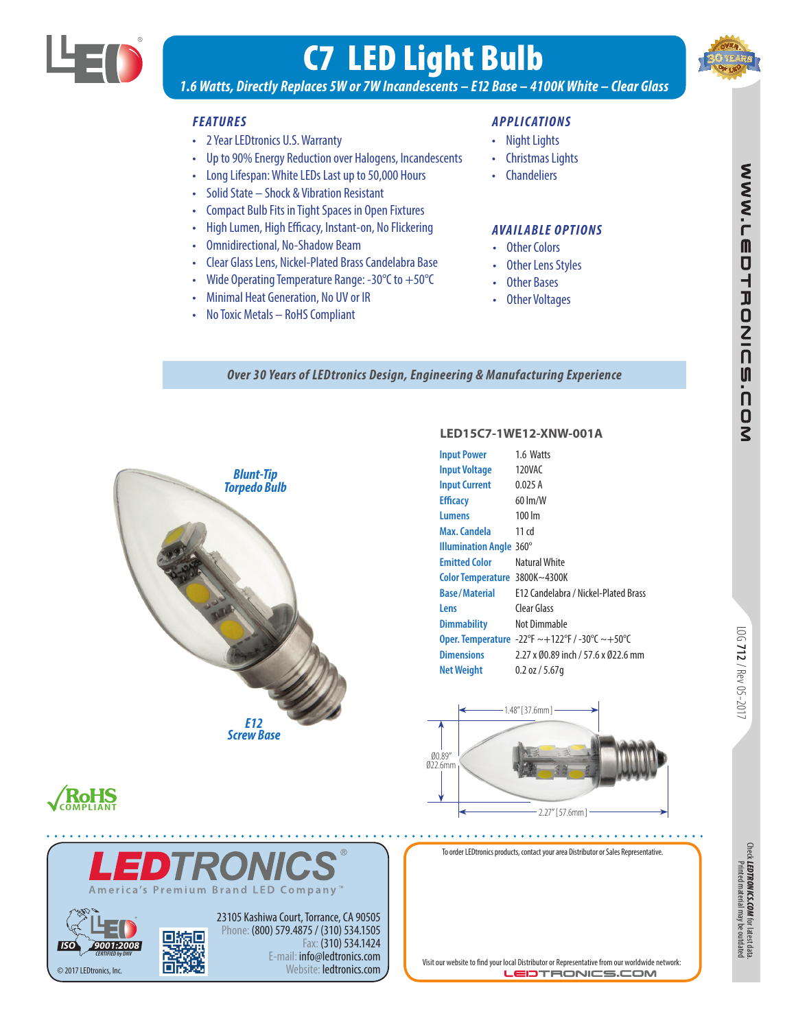# C7 LED Light Bulb

*1.6 Watts, Directly Replaces 5W or 7W Incandescents – E12 Base – 4100K White – Clear Glass*

## FEATURES

- 2 Year LEDtronics U.S. Warranty
- Up to 90% Energy Reduction over Halogens, Incandescents
- Long Lifespan: White LEDs Last up to 50,000 Hours
- Solid State – Shock & Vibration Resistant
- Compact Bulb Fits in Tight Spaces in Open Fixtures
- High Lumen, High Efficacy, Instant-on, No Flickering
- Omnidirectional, No-Shadow Beam
- Clear Glass Lens, Nickel-Plated Brass Candelabra Base
- Wide Operating Temperature Range: -30°C to +50°C
- Minimal Heat Generation, No UV or IR
- No Toxic Metals – RoHS Compliant

## APPLICATIONS

- Night Lights
- Christmas Lights
- Chandeliers

## AVAILABLE OPTIONS

- Other Colors
- Other Lens Styles
- Other Bases
- Other Voltages

*Over 30 Years of LEDtronics Design, Engineering & Manufacturing Experience*

Blunt-Tip Torpedo Bulb

E12 Screw Base

### LED15C7-1WE12-XNW-001A

| | |
|---|---|
| Input Power | 1.6 Watts |
| Input Voltage | 120VAC |
| Input Current | 0.025 A |
| Efficacy | 60 lm/W |
| Lumens | 100 lm |
| Max. Candela | 11 cd |
| Illumination Angle | 360° |
| Emitted Color | Natural White |
| Color Temperature | 3800K~4300K |
| Base/Material | E12 Candelabra / Nickel-Plated Brass |
| Lens | Clear Glass |
| Dimmability | Not Dimmable |
| Oper. Temperature | -22°F ~+122°F / -30°C ~+50°C |
| Dimensions | 2.27 x Ø0.89 inch / 57.6 x Ø22.6 mm |
| Net Weight | 0.2 oz / 5.67g |

1.48" [37.6mm]

Ø0.89" Ø22.6mm

2.27" [57.6mm]

RoHS COMPLIANT

WWW.LEDTRONICS.COM

LOG 712 / Rev 05-2017

**LEDTRONICS®**

America's Premium Brand LED Company™

ISO 9001:2008 CERTIFIED by DNV

23105 Kashiwa Court, Torrance, CA 90505
Phone: (800) 579.4875 / (310) 534.1505
Fax: (310) 534.1424
E-mail: info@ledtronics.com
Website: ledtronics.com

© 2017 LEDtronics, Inc.

To order LEDtronics products, contact your area Distributor or Sales Representative.

Visit our website to find your local Distributor or Representative from our worldwide network:
LEDTRONICS.COM

Check LEDTRONICS.COM for latest data. Printed material may be outdated.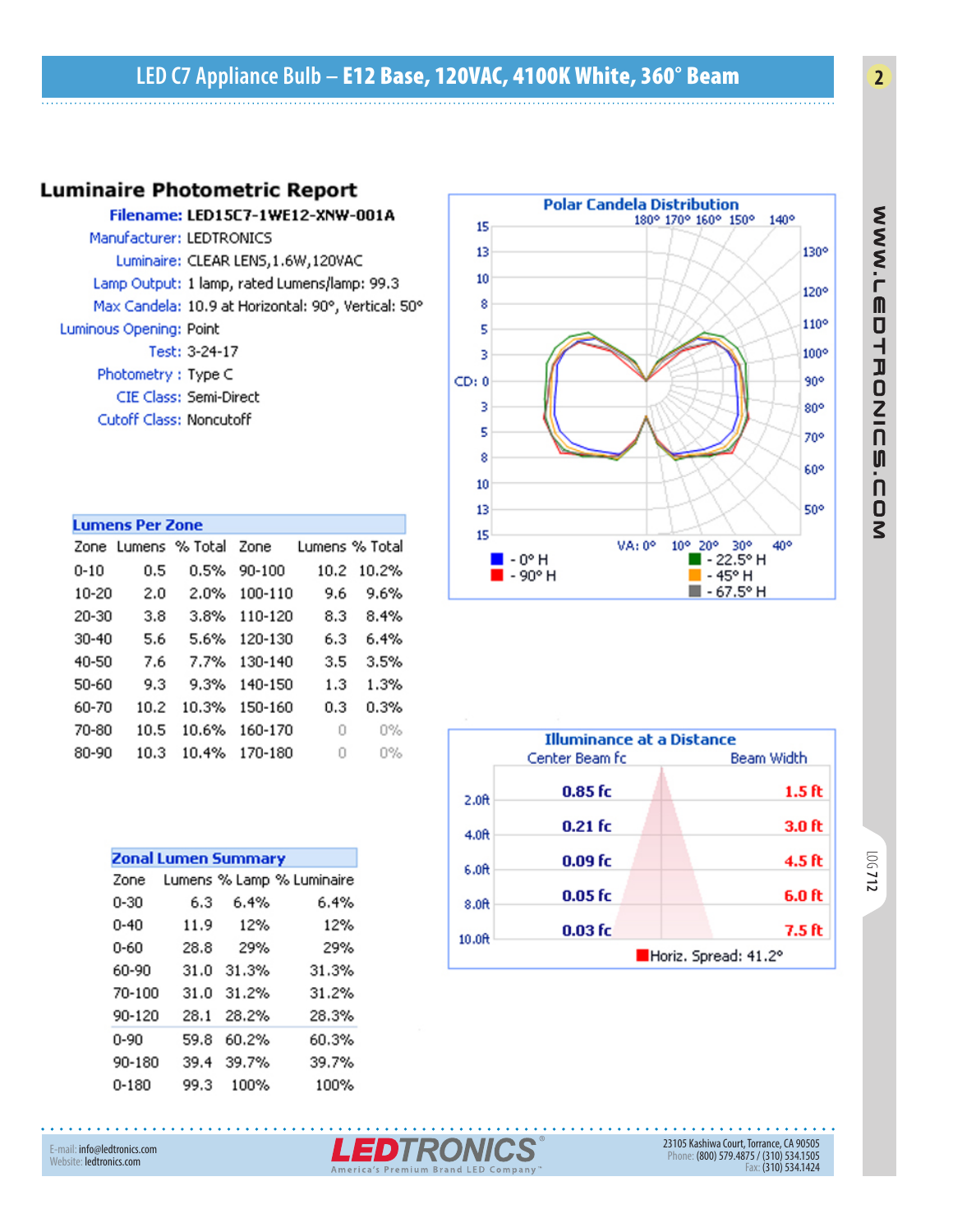# LED C7 Appliance Bulb – **E12 Base, 120VAC, 4100K White, 360° Beam**

## Luminaire Photometric Report

**Filename:** LED15C7-1WE12-XNW-001A
Manufacturer: LEDTRONICS
Luminaire: CLEAR LENS,1.6W,120VAC
Lamp Output: 1 lamp, rated Lumens/lamp: 99.3
Max Candela: 10.9 at Horizontal: 90°, Vertical: 50°
Luminous Opening: Point
Test: 3-24-17
Photometry : Type C
CIE Class: Semi-Direct
Cutoff Class: Noncutoff

### Lumens Per Zone

| Zone | Lumens | % Total | Zone | Lumens | % Total |
|---|---|---|---|---|---|
| 0-10 | 0.5 | 0.5% | 90-100 | 10.2 | 10.2% |
| 10-20 | 2.0 | 2.0% | 100-110 | 9.6 | 9.6% |
| 20-30 | 3.8 | 3.8% | 110-120 | 8.3 | 8.4% |
| 30-40 | 5.6 | 5.6% | 120-130 | 6.3 | 6.4% |
| 40-50 | 7.6 | 7.7% | 130-140 | 3.5 | 3.5% |
| 50-60 | 9.3 | 9.3% | 140-150 | 1.3 | 1.3% |
| 60-70 | 10.2 | 10.3% | 150-160 | 0.3 | 0.3% |
| 70-80 | 10.5 | 10.6% | 160-170 | 0 | 0% |
| 80-90 | 10.3 | 10.4% | 170-180 | 0 | 0% |

### Zonal Lumen Summary

| Zone | Lumens | % Lamp | % Luminaire |
|---|---|---|---|
| 0-30 | 6.3 | 6.4% | 6.4% |
| 0-40 | 11.9 | 12% | 12% |
| 0-60 | 28.8 | 29% | 29% |
| 60-90 | 31.0 | 31.3% | 31.3% |
| 70-100 | 31.0 | 31.2% | 31.2% |
| 90-120 | 28.1 | 28.2% | 28.3% |
| 0-90 | 59.8 | 60.2% | 60.3% |
| 90-180 | 39.4 | 39.7% | 39.7% |
| 0-180 | 99.3 | 100% | 100% |

### Polar Candela Distribution

180° 170° 160° 150° 140°
130° 120° 110° 100° 90° 80° 70° 60° 50°
CD: 0, 3, 5, 8, 10, 13, 15
VA: 0° 10° 20° 30° 40°
- 0° H
- 90° H
- 22.5° H
- 45° H
- 67.5° H

### Illuminance at a Distance

Center Beam fc — Beam Width

2.0ft — 0.85 fc — 1.5 ft
4.0ft — 0.21 fc — 3.0 ft
6.0ft — 0.09 fc — 4.5 ft
8.0ft — 0.05 fc — 6.0 ft
10.0ft — 0.03 fc — 7.5 ft

Horiz. Spread: 41.2°

LOG 712

E-mail: info@ledtronics.com
Website: ledtronics.com

LEDTRONICS® America's Premium Brand LED Company™

23105 Kashiwa Court, Torrance, CA 90505
Phone: (800) 579.4875 / (310) 534.1505
Fax: (310) 534.1424